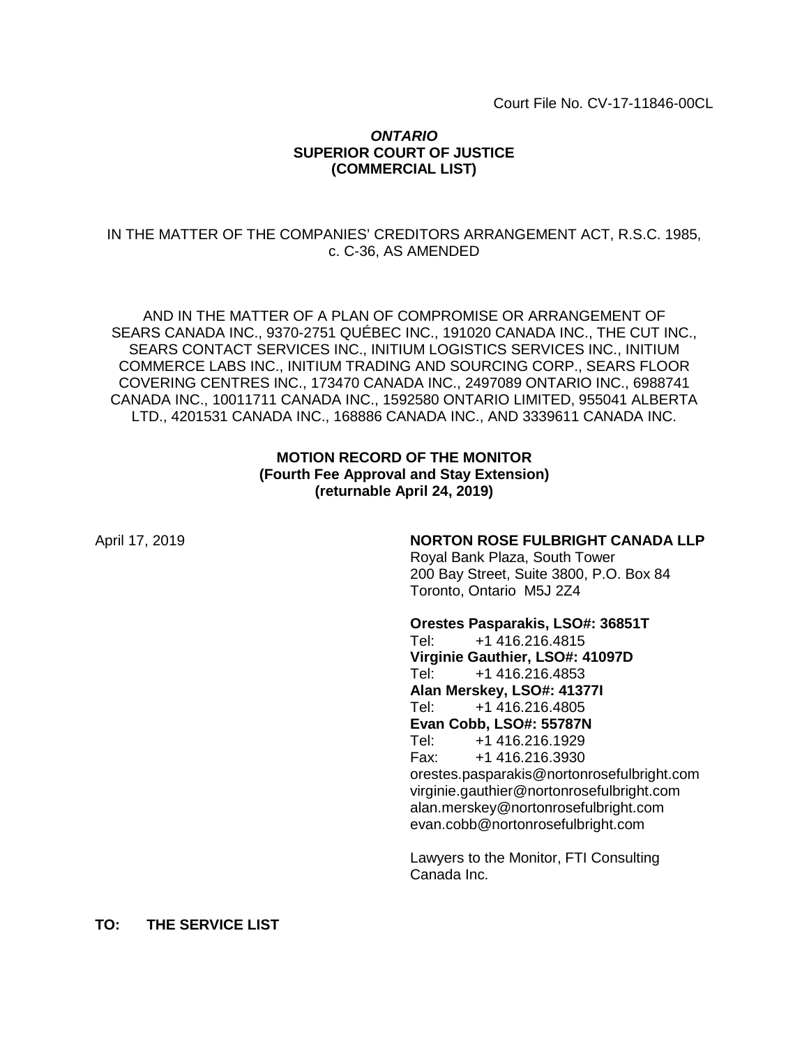Court File No. CV-17-11846-00CL

***ONTARIO***
**SUPERIOR COURT OF JUSTICE**
**(COMMERCIAL LIST)**

IN THE MATTER OF THE COMPANIES' CREDITORS ARRANGEMENT ACT, R.S.C. 1985, c. C-36, AS AMENDED

AND IN THE MATTER OF A PLAN OF COMPROMISE OR ARRANGEMENT OF SEARS CANADA INC., 9370-2751 QUÉBEC INC., 191020 CANADA INC., THE CUT INC., SEARS CONTACT SERVICES INC., INITIUM LOGISTICS SERVICES INC., INITIUM COMMERCE LABS INC., INITIUM TRADING AND SOURCING CORP., SEARS FLOOR COVERING CENTRES INC., 173470 CANADA INC., 2497089 ONTARIO INC., 6988741 CANADA INC., 10011711 CANADA INC., 1592580 ONTARIO LIMITED, 955041 ALBERTA LTD., 4201531 CANADA INC., 168886 CANADA INC., AND 3339611 CANADA INC.

**MOTION RECORD OF THE MONITOR**
**(Fourth Fee Approval and Stay Extension)**
**(returnable April 24, 2019)**

April 17, 2019

**NORTON ROSE FULBRIGHT CANADA LLP**
Royal Bank Plaza, South Tower
200 Bay Street, Suite 3800, P.O. Box 84
Toronto, Ontario M5J 2Z4

**Orestes Pasparakis, LSO#: 36851T**
Tel: +1 416.216.4815
**Virginie Gauthier, LSO#: 41097D**
Tel: +1 416.216.4853
**Alan Merskey, LSO#: 41377I**
Tel: +1 416.216.4805
**Evan Cobb, LSO#: 55787N**
Tel: +1 416.216.1929
Fax: +1 416.216.3930
orestes.pasparakis@nortonrosefulbright.com
virginie.gauthier@nortonrosefulbright.com
alan.merskey@nortonrosefulbright.com
evan.cobb@nortonrosefulbright.com

Lawyers to the Monitor, FTI Consulting Canada Inc.

**TO: THE SERVICE LIST**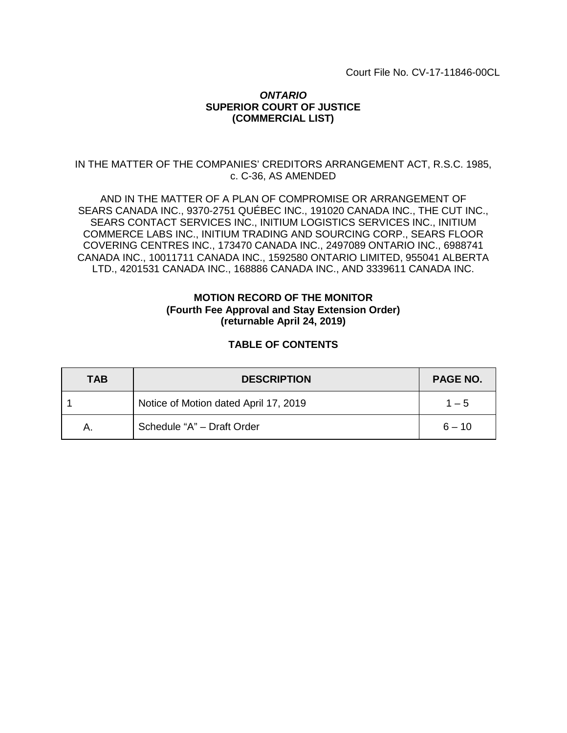Court File No. CV-17-11846-00CL

***ONTARIO***
**SUPERIOR COURT OF JUSTICE**
**(COMMERCIAL LIST)**

IN THE MATTER OF THE COMPANIES' CREDITORS ARRANGEMENT ACT, R.S.C. 1985, c. C-36, AS AMENDED

AND IN THE MATTER OF A PLAN OF COMPROMISE OR ARRANGEMENT OF SEARS CANADA INC., 9370-2751 QUÉBEC INC., 191020 CANADA INC., THE CUT INC., SEARS CONTACT SERVICES INC., INITIUM LOGISTICS SERVICES INC., INITIUM COMMERCE LABS INC., INITIUM TRADING AND SOURCING CORP., SEARS FLOOR COVERING CENTRES INC., 173470 CANADA INC., 2497089 ONTARIO INC., 6988741 CANADA INC., 10011711 CANADA INC., 1592580 ONTARIO LIMITED, 955041 ALBERTA LTD., 4201531 CANADA INC., 168886 CANADA INC., AND 3339611 CANADA INC.

**MOTION RECORD OF THE MONITOR**
**(Fourth Fee Approval and Stay Extension Order)**
**(returnable April 24, 2019)**

**TABLE OF CONTENTS**

| TAB | DESCRIPTION | PAGE NO. |
|---|---|---|
| 1 | Notice of Motion dated April 17, 2019 | 1 – 5 |
| A. | Schedule "A" – Draft Order | 6 – 10 |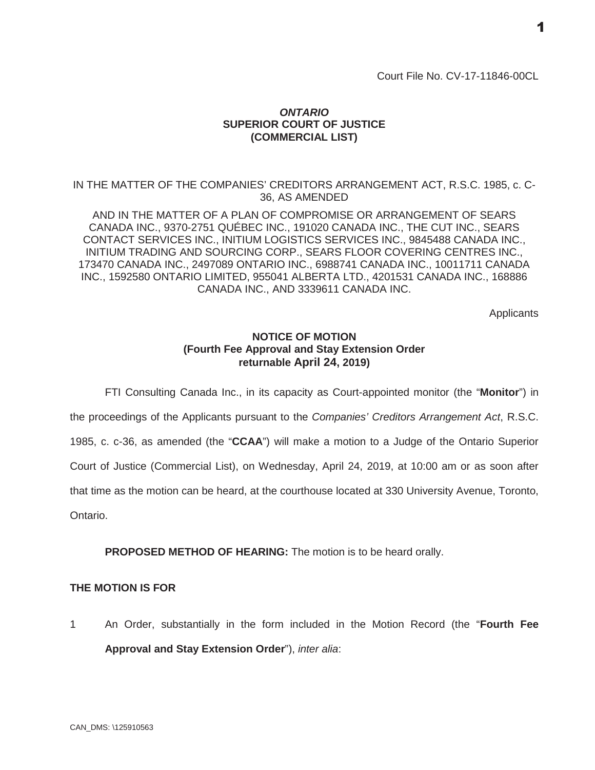Court File No. CV-17-11846-00CL

***ONTARIO***
**SUPERIOR COURT OF JUSTICE**
**(COMMERCIAL LIST)**

IN THE MATTER OF THE COMPANIES' CREDITORS ARRANGEMENT ACT, R.S.C. 1985, c. C-36, AS AMENDED

AND IN THE MATTER OF A PLAN OF COMPROMISE OR ARRANGEMENT OF SEARS CANADA INC., 9370-2751 QUÉBEC INC., 191020 CANADA INC., THE CUT INC., SEARS CONTACT SERVICES INC., INITIUM LOGISTICS SERVICES INC., 9845488 CANADA INC., INITIUM TRADING AND SOURCING CORP., SEARS FLOOR COVERING CENTRES INC., 173470 CANADA INC., 2497089 ONTARIO INC., 6988741 CANADA INC., 10011711 CANADA INC., 1592580 ONTARIO LIMITED, 955041 ALBERTA LTD., 4201531 CANADA INC., 168886 CANADA INC., AND 3339611 CANADA INC.

Applicants

**NOTICE OF MOTION**
**(Fourth Fee Approval and Stay Extension Order**
**returnable April 24, 2019)**

FTI Consulting Canada Inc., in its capacity as Court-appointed monitor (the "**Monitor**") in the proceedings of the Applicants pursuant to the *Companies' Creditors Arrangement Act*, R.S.C. 1985, c. c-36, as amended (the "**CCAA**") will make a motion to a Judge of the Ontario Superior Court of Justice (Commercial List), on Wednesday, April 24, 2019, at 10:00 am or as soon after that time as the motion can be heard, at the courthouse located at 330 University Avenue, Toronto, Ontario.

**PROPOSED METHOD OF HEARING:** The motion is to be heard orally.

**THE MOTION IS FOR**

1 An Order, substantially in the form included in the Motion Record (the "**Fourth Fee Approval and Stay Extension Order**"), *inter alia*: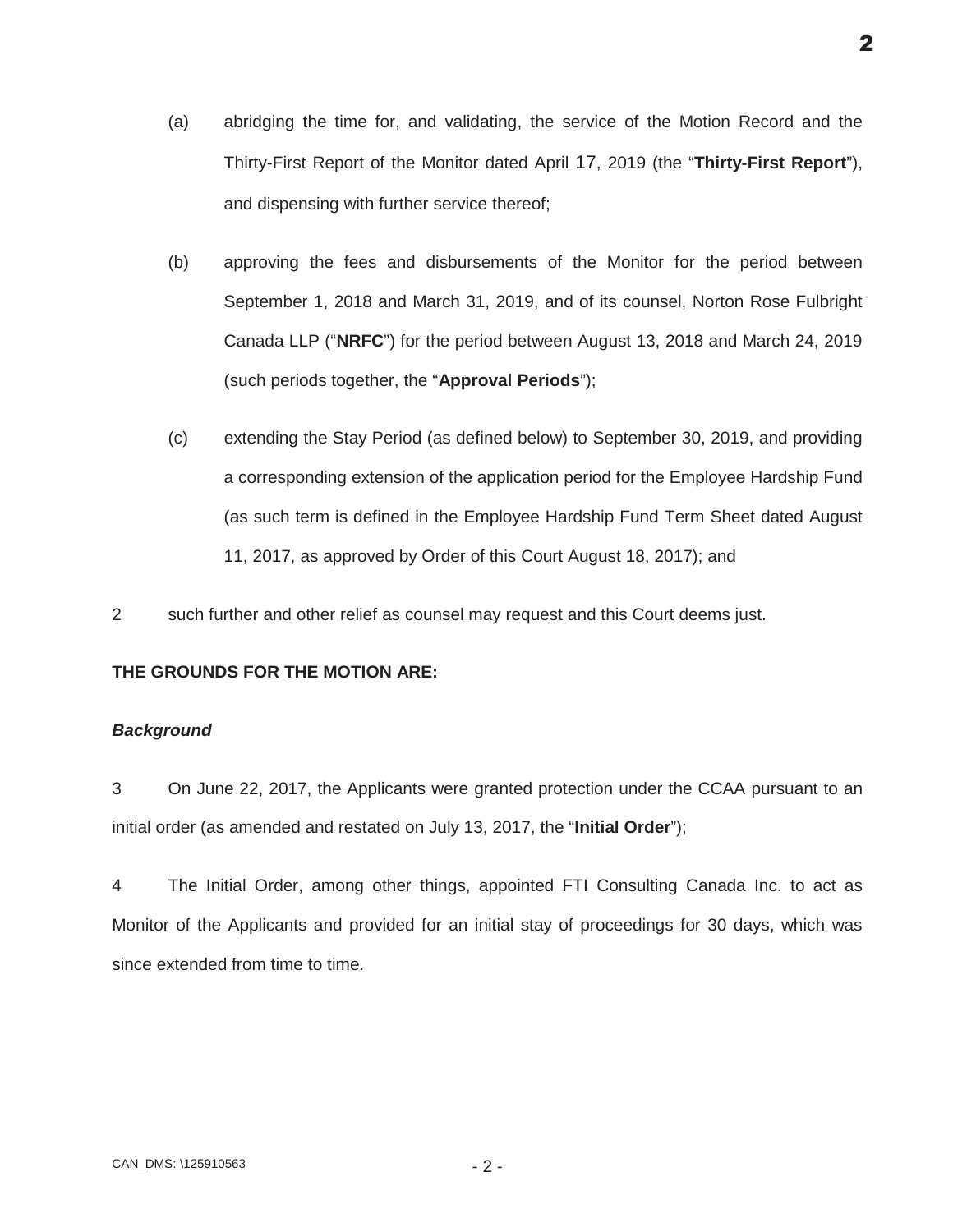(a) abridging the time for, and validating, the service of the Motion Record and the Thirty-First Report of the Monitor dated April 17, 2019 (the "**Thirty-First Report**"), and dispensing with further service thereof;

(b) approving the fees and disbursements of the Monitor for the period between September 1, 2018 and March 31, 2019, and of its counsel, Norton Rose Fulbright Canada LLP ("**NRFC**") for the period between August 13, 2018 and March 24, 2019 (such periods together, the "**Approval Periods**");

(c) extending the Stay Period (as defined below) to September 30, 2019, and providing a corresponding extension of the application period for the Employee Hardship Fund (as such term is defined in the Employee Hardship Fund Term Sheet dated August 11, 2017, as approved by Order of this Court August 18, 2017); and

2 such further and other relief as counsel may request and this Court deems just.

**THE GROUNDS FOR THE MOTION ARE:**

***Background***

3 On June 22, 2017, the Applicants were granted protection under the CCAA pursuant to an initial order (as amended and restated on July 13, 2017, the "**Initial Order**");

4 The Initial Order, among other things, appointed FTI Consulting Canada Inc. to act as Monitor of the Applicants and provided for an initial stay of proceedings for 30 days, which was since extended from time to time.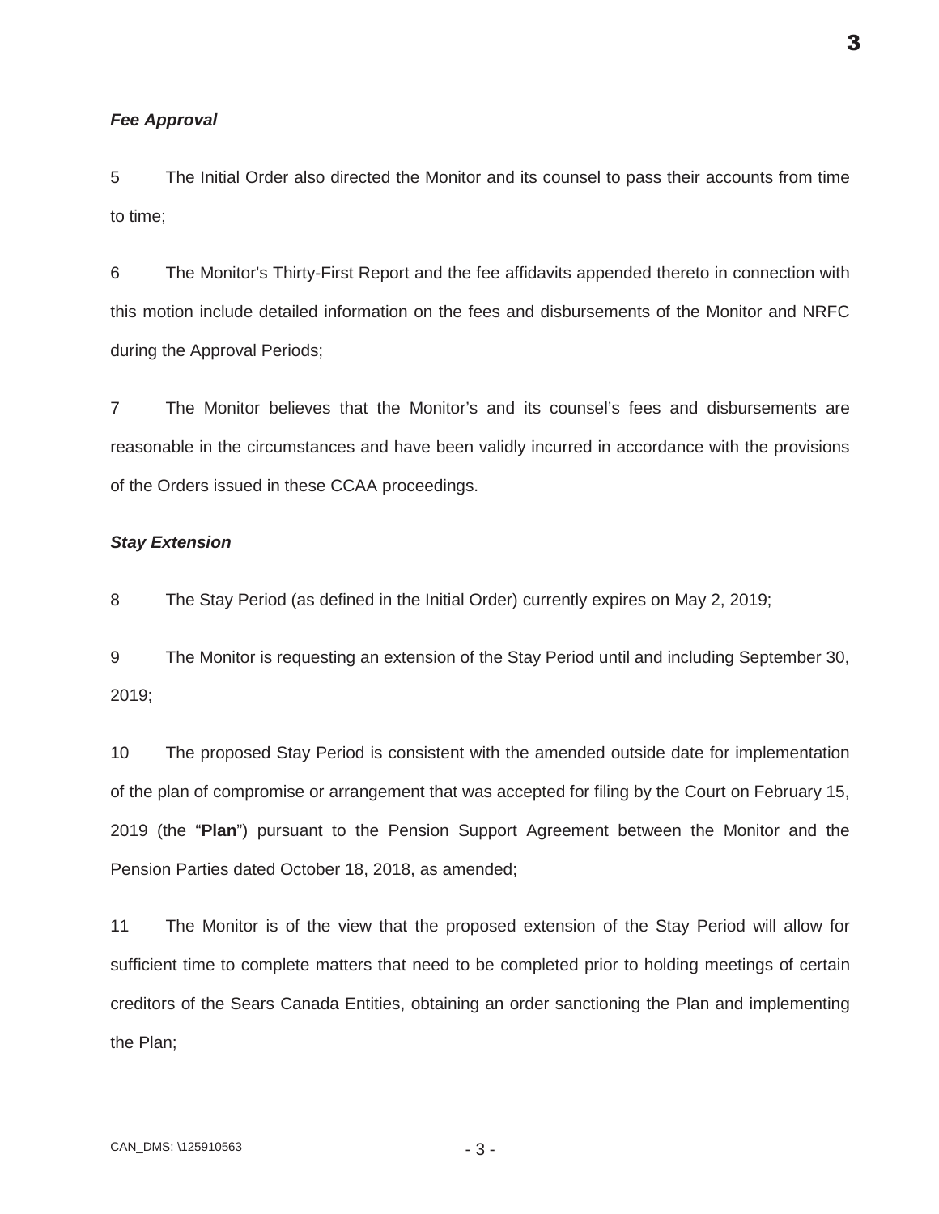***Fee Approval***

5 The Initial Order also directed the Monitor and its counsel to pass their accounts from time to time;

6 The Monitor's Thirty-First Report and the fee affidavits appended thereto in connection with this motion include detailed information on the fees and disbursements of the Monitor and NRFC during the Approval Periods;

7 The Monitor believes that the Monitor's and its counsel's fees and disbursements are reasonable in the circumstances and have been validly incurred in accordance with the provisions of the Orders issued in these CCAA proceedings.

***Stay Extension***

8 The Stay Period (as defined in the Initial Order) currently expires on May 2, 2019;

9 The Monitor is requesting an extension of the Stay Period until and including September 30, 2019;

10 The proposed Stay Period is consistent with the amended outside date for implementation of the plan of compromise or arrangement that was accepted for filing by the Court on February 15, 2019 (the "**Plan**") pursuant to the Pension Support Agreement between the Monitor and the Pension Parties dated October 18, 2018, as amended;

11 The Monitor is of the view that the proposed extension of the Stay Period will allow for sufficient time to complete matters that need to be completed prior to holding meetings of certain creditors of the Sears Canada Entities, obtaining an order sanctioning the Plan and implementing the Plan;

CAN_DMS: \125910563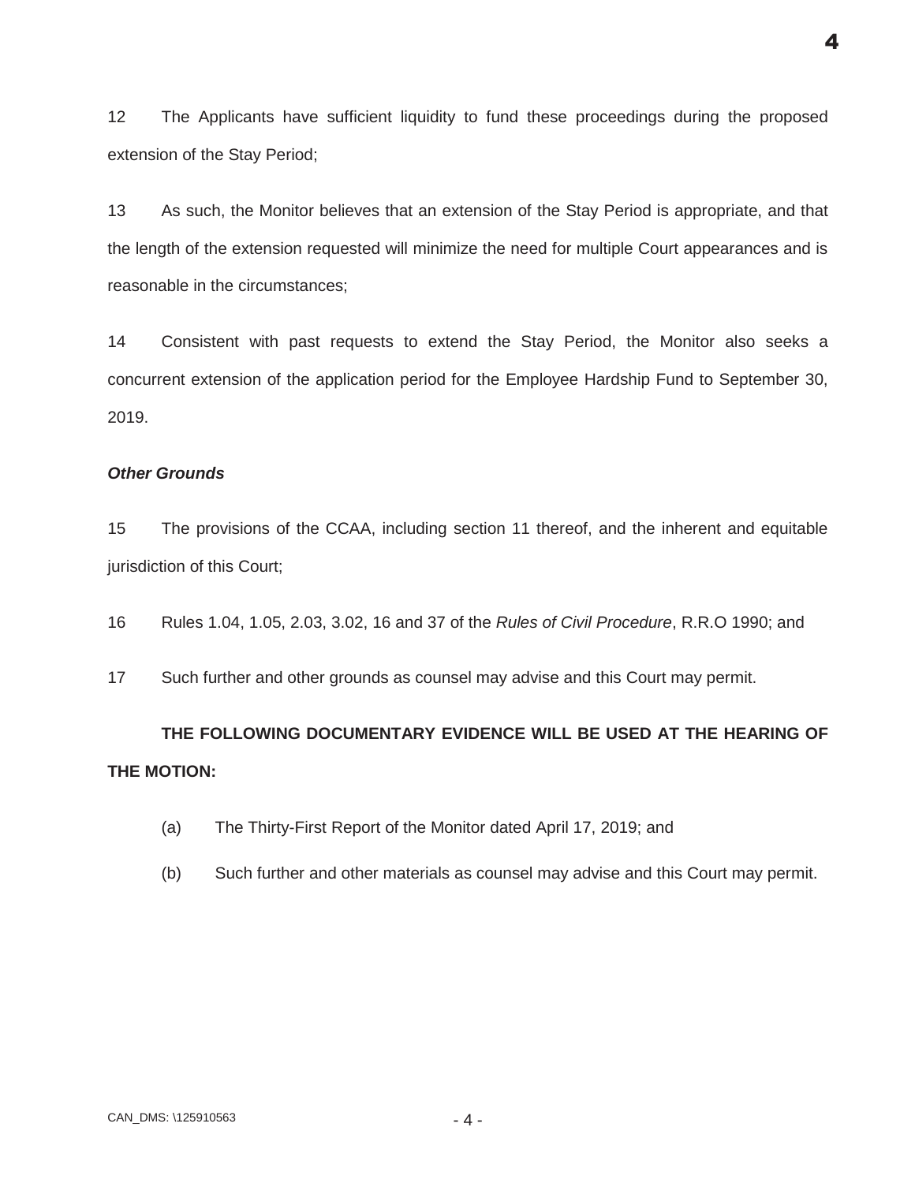12 The Applicants have sufficient liquidity to fund these proceedings during the proposed extension of the Stay Period;

13 As such, the Monitor believes that an extension of the Stay Period is appropriate, and that the length of the extension requested will minimize the need for multiple Court appearances and is reasonable in the circumstances;

14 Consistent with past requests to extend the Stay Period, the Monitor also seeks a concurrent extension of the application period for the Employee Hardship Fund to September 30, 2019.

***Other Grounds***

15 The provisions of the CCAA, including section 11 thereof, and the inherent and equitable jurisdiction of this Court;

16 Rules 1.04, 1.05, 2.03, 3.02, 16 and 37 of the *Rules of Civil Procedure*, R.R.O 1990; and

17 Such further and other grounds as counsel may advise and this Court may permit.

**THE FOLLOWING DOCUMENTARY EVIDENCE WILL BE USED AT THE HEARING OF THE MOTION:**

(a) The Thirty-First Report of the Monitor dated April 17, 2019; and

(b) Such further and other materials as counsel may advise and this Court may permit.

CAN_DMS: \125910563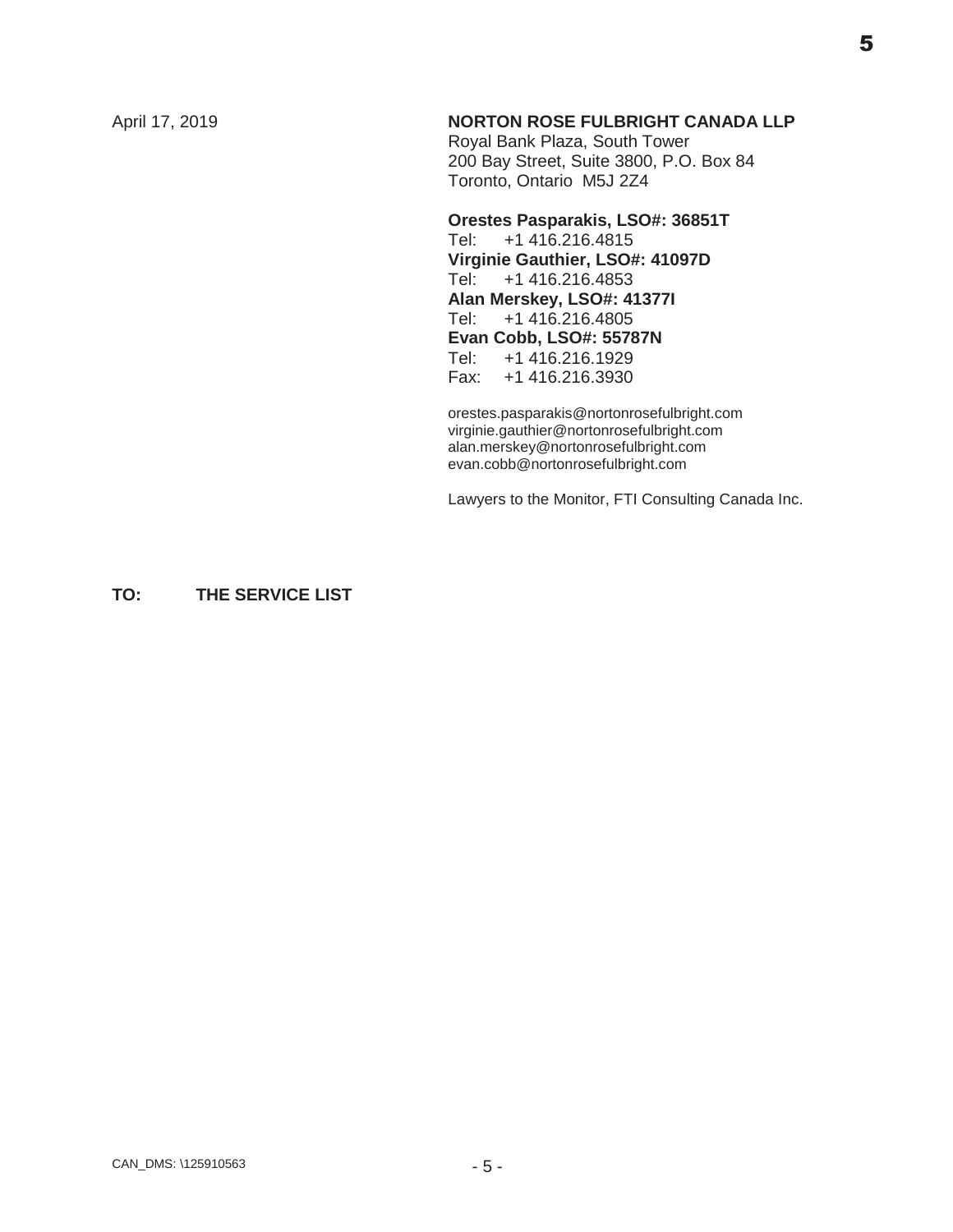April 17, 2019

**NORTON ROSE FULBRIGHT CANADA LLP**
Royal Bank Plaza, South Tower
200 Bay Street, Suite 3800, P.O. Box 84
Toronto, Ontario M5J 2Z4

**Orestes Pasparakis, LSO#: 36851T**
Tel: +1 416.216.4815
**Virginie Gauthier, LSO#: 41097D**
Tel: +1 416.216.4853
**Alan Merskey, LSO#: 41377I**
Tel: +1 416.216.4805
**Evan Cobb, LSO#: 55787N**
Tel: +1 416.216.1929
Fax: +1 416.216.3930

orestes.pasparakis@nortonrosefulbright.com
virginie.gauthier@nortonrosefulbright.com
alan.merskey@nortonrosefulbright.com
evan.cobb@nortonrosefulbright.com

Lawyers to the Monitor, FTI Consulting Canada Inc.

**TO: THE SERVICE LIST**

CAN_DMS: \125910563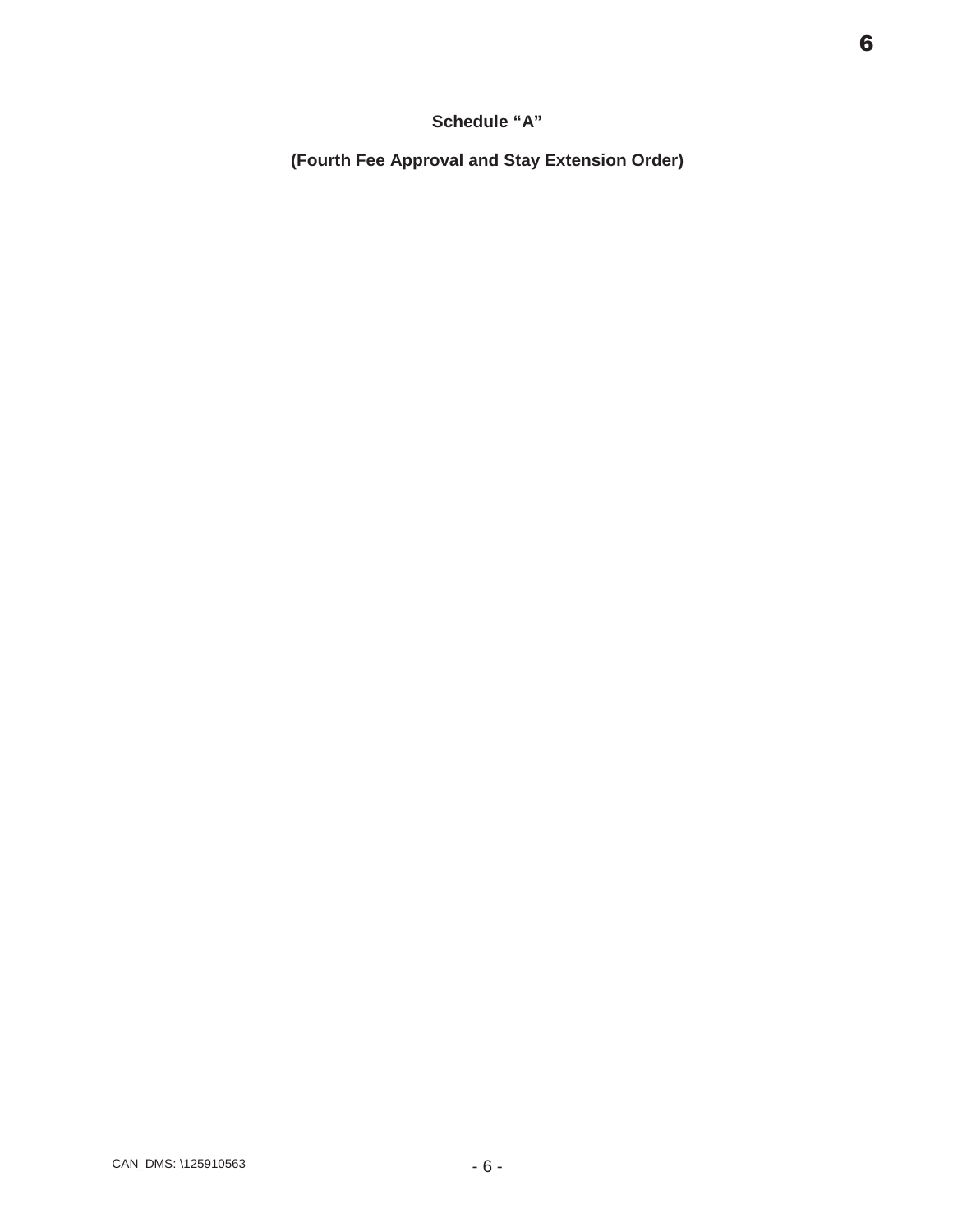**Schedule "A"**

**(Fourth Fee Approval and Stay Extension Order)**

CAN_DMS: \125910563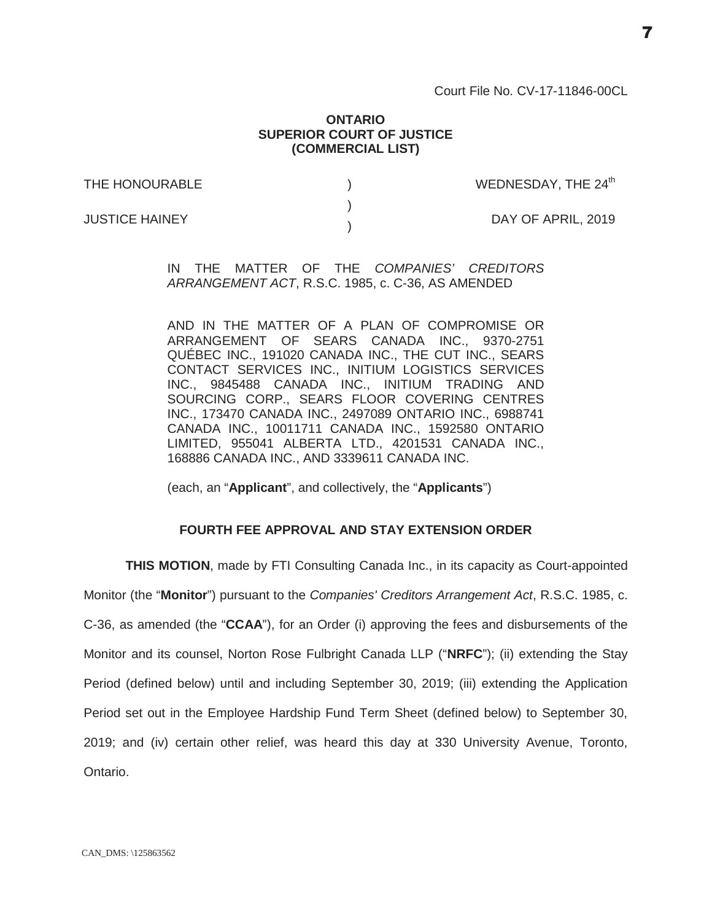Court File No. CV-17-11846-00CL

**ONTARIO**
**SUPERIOR COURT OF JUSTICE**
**(COMMERCIAL LIST)**

| | | |
|---|---|---|
| THE HONOURABLE | ) | WEDNESDAY, THE 24th |
| | ) | |
| JUSTICE HAINEY | ) | DAY OF APRIL, 2019 |

IN THE MATTER OF THE *COMPANIES' CREDITORS ARRANGEMENT ACT*, R.S.C. 1985, c. C-36, AS AMENDED

AND IN THE MATTER OF A PLAN OF COMPROMISE OR ARRANGEMENT OF SEARS CANADA INC., 9370-2751 QUÉBEC INC., 191020 CANADA INC., THE CUT INC., SEARS CONTACT SERVICES INC., INITIUM LOGISTICS SERVICES INC., 9845488 CANADA INC., INITIUM TRADING AND SOURCING CORP., SEARS FLOOR COVERING CENTRES INC., 173470 CANADA INC., 2497089 ONTARIO INC., 6988741 CANADA INC., 10011711 CANADA INC., 1592580 ONTARIO LIMITED, 955041 ALBERTA LTD., 4201531 CANADA INC., 168886 CANADA INC., AND 3339611 CANADA INC.

(each, an "**Applicant**", and collectively, the "**Applicants**")

**FOURTH FEE APPROVAL AND STAY EXTENSION ORDER**

**THIS MOTION**, made by FTI Consulting Canada Inc., in its capacity as Court-appointed Monitor (the "**Monitor**") pursuant to the *Companies' Creditors Arrangement Act*, R.S.C. 1985, c. C-36, as amended (the "**CCAA**"), for an Order (i) approving the fees and disbursements of the Monitor and its counsel, Norton Rose Fulbright Canada LLP ("**NRFC**"); (ii) extending the Stay Period (defined below) until and including September 30, 2019; (iii) extending the Application Period set out in the Employee Hardship Fund Term Sheet (defined below) to September 30, 2019; and (iv) certain other relief, was heard this day at 330 University Avenue, Toronto, Ontario.

CAN_DMS: \125863562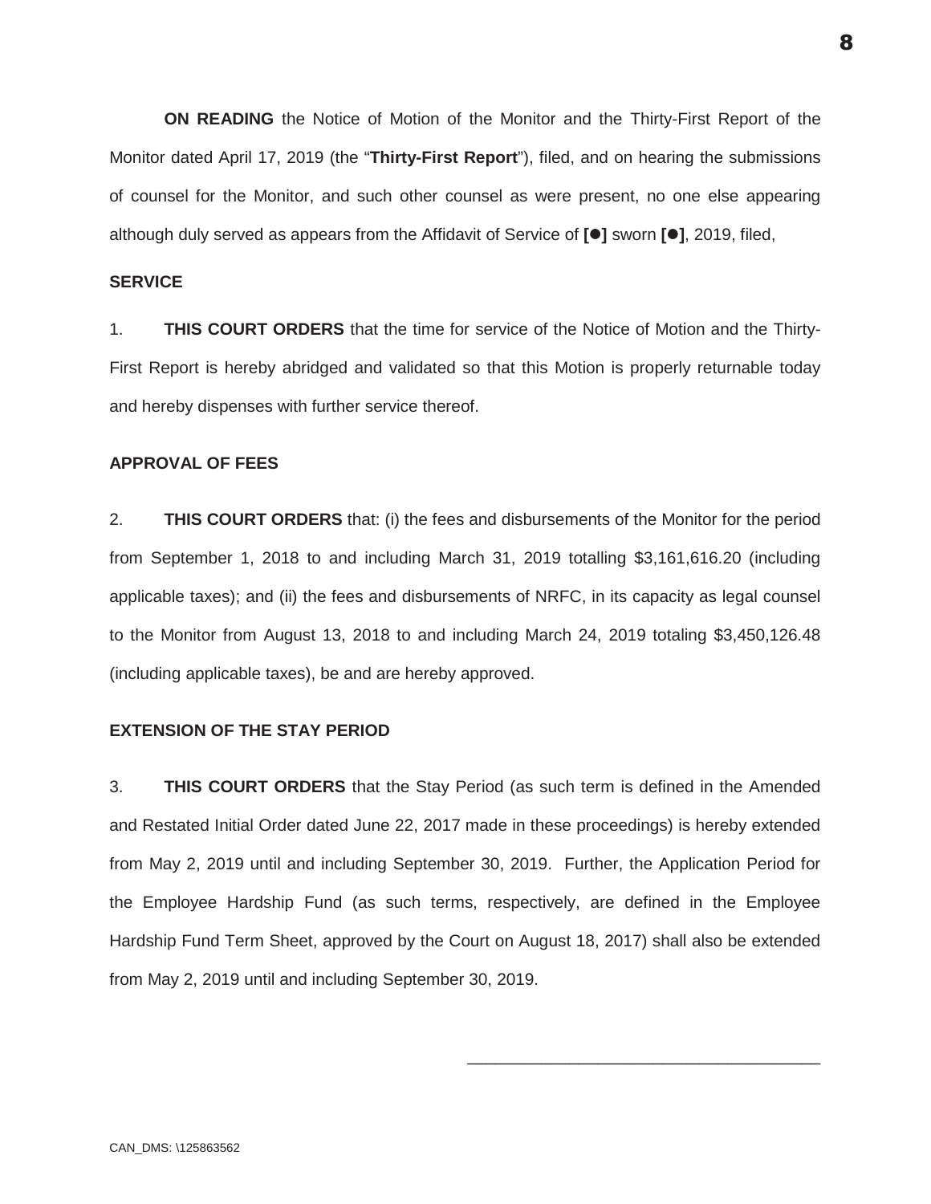**ON READING** the Notice of Motion of the Monitor and the Thirty-First Report of the Monitor dated April 17, 2019 (the "**Thirty-First Report**"), filed, and on hearing the submissions of counsel for the Monitor, and such other counsel as were present, no one else appearing although duly served as appears from the Affidavit of Service of **[●]** sworn **[●]**, 2019, filed,

**SERVICE**

1. **THIS COURT ORDERS** that the time for service of the Notice of Motion and the Thirty-First Report is hereby abridged and validated so that this Motion is properly returnable today and hereby dispenses with further service thereof.

**APPROVAL OF FEES**

2. **THIS COURT ORDERS** that: (i) the fees and disbursements of the Monitor for the period from September 1, 2018 to and including March 31, 2019 totalling $3,161,616.20 (including applicable taxes); and (ii) the fees and disbursements of NRFC, in its capacity as legal counsel to the Monitor from August 13, 2018 to and including March 24, 2019 totaling $3,450,126.48 (including applicable taxes), be and are hereby approved.

**EXTENSION OF THE STAY PERIOD**

3. **THIS COURT ORDERS** that the Stay Period (as such term is defined in the Amended and Restated Initial Order dated June 22, 2017 made in these proceedings) is hereby extended from May 2, 2019 until and including September 30, 2019. Further, the Application Period for the Employee Hardship Fund (as such terms, respectively, are defined in the Employee Hardship Fund Term Sheet, approved by the Court on August 18, 2017) shall also be extended from May 2, 2019 until and including September 30, 2019.

\_\_\_\_\_\_\_\_\_\_\_\_\_\_\_\_\_\_\_\_\_\_\_\_\_\_\_\_\_\_\_\_\_\_\_\_\_\_

CAN_DMS: \125863562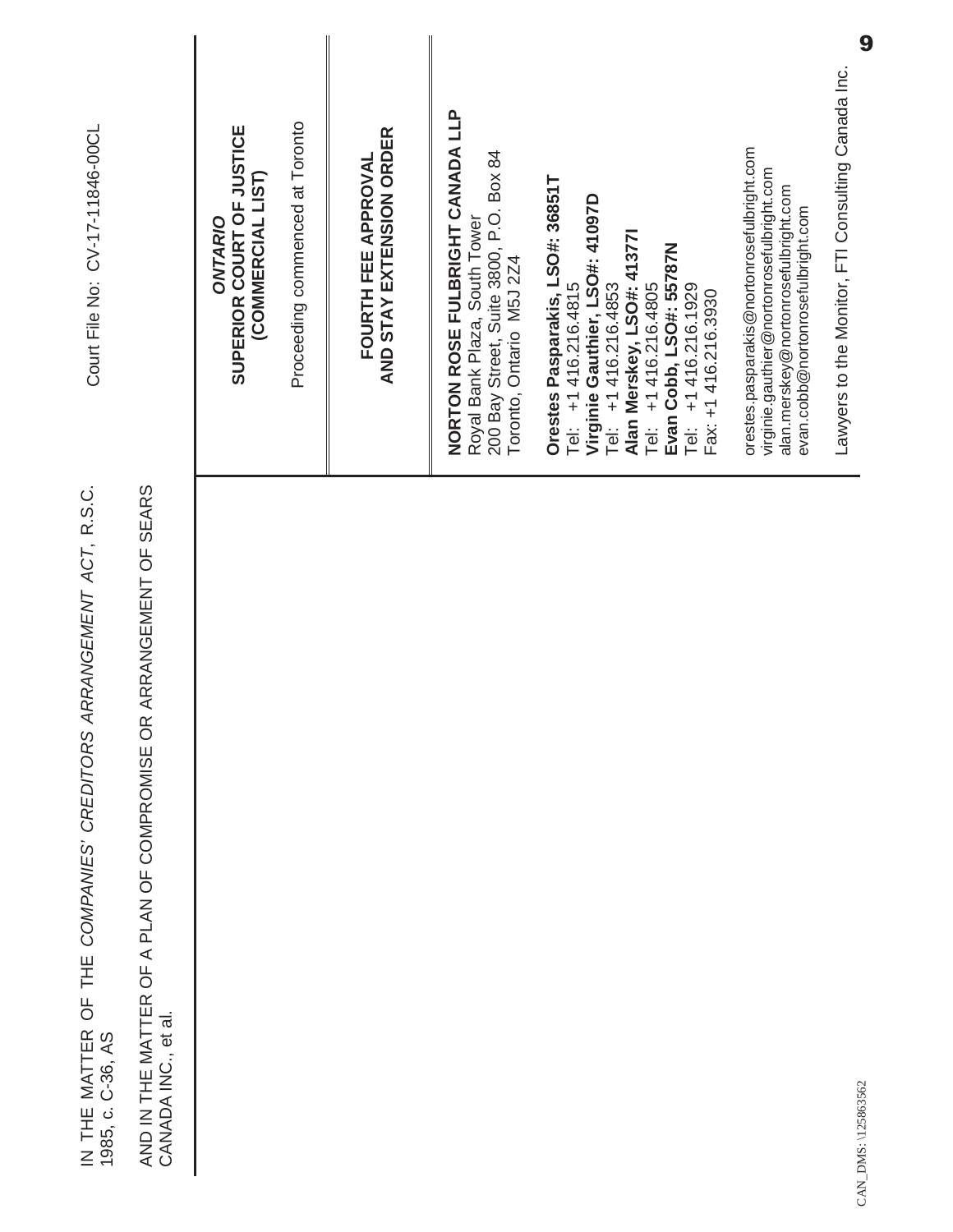IN THE MATTER OF THE *COMPANIES' CREDITORS ARRANGEMENT ACT*, R.S.C. 1985, c. C-36, AS

AND IN THE MATTER OF A PLAN OF COMPROMISE OR ARRANGEMENT OF SEARS CANADA INC., et al.

Court File No: CV-17-11846-00CL

***ONTARIO***
**SUPERIOR COURT OF JUSTICE**
**(COMMERCIAL LIST)**

Proceeding commenced at Toronto

**FOURTH FEE APPROVAL**
**AND STAY EXTENSION ORDER**

**NORTON ROSE FULBRIGHT CANADA LLP**
Royal Bank Plaza, South Tower
200 Bay Street, Suite 3800, P.O. Box 84
Toronto, Ontario M5J 2Z4

**Orestes Pasparakis, LSO#: 36851T**
Tel: +1 416.216.4815
**Virginie Gauthier, LSO#: 41097D**
Tel: +1 416.216.4853
**Alan Merskey, LSO#: 41377I**
Tel: +1 416.216.4805
**Evan Cobb, LSO#: 55787N**
Tel: +1 416.216.1929
Fax: +1 416.216.3930

orestes.pasparakis@nortonrosefulbright.com
virginie.gauthier@nortonrosefulbright.com
alan.merskey@nortonrosefulbright.com
evan.cobb@nortonrosefulbright.com

Lawyers to the Monitor, FTI Consulting Canada Inc.

CAN_DMS: \125863562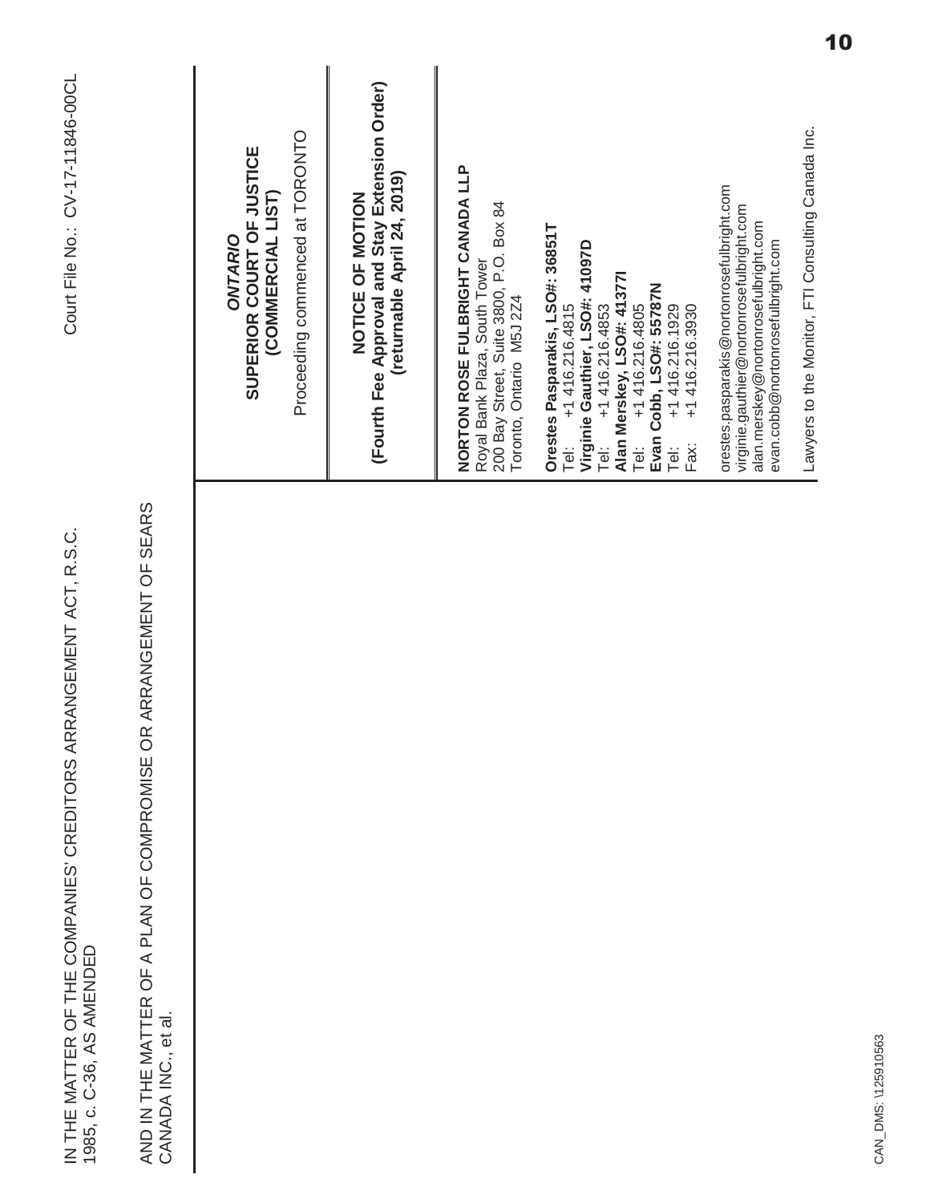IN THE MATTER OF THE COMPANIES' CREDITORS ARRANGEMENT ACT, R.S.C. 1985, c. C-36, AS AMENDED

Court File No.: CV-17-11846-00CL

AND IN THE MATTER OF A PLAN OF COMPROMISE OR ARRANGEMENT OF SEARS CANADA INC., et al.

***ONTARIO***
**SUPERIOR COURT OF JUSTICE**
**(COMMERCIAL LIST)**

Proceeding commenced at TORONTO

**NOTICE OF MOTION**
**(Fourth Fee Approval and Stay Extension Order)**
**(returnable April 24, 2019)**

**NORTON ROSE FULBRIGHT CANADA LLP**
Royal Bank Plaza, South Tower
200 Bay Street, Suite 3800, P.O. Box 84
Toronto, Ontario M5J 2Z4

**Orestes Pasparakis, LSO#: 36851T**
Tel: +1 416.216.4815
**Virginie Gauthier, LSO#: 41097D**
Tel: +1 416.216.4853
**Alan Merskey, LSO#: 41377I**
Tel: +1 416.216.4805
**Evan Cobb, LSO#: 55787N**
Tel: +1 416.216.1929
Fax: +1 416.216.3930

orestes.pasparakis@nortonrosefulbright.com
virginie.gauthier@nortonrosefulbright.com
alan.merskey@nortonrosefulbright.com
evan.cobb@nortonrosefulbright.com

Lawyers to the Monitor, FTI Consulting Canada Inc.

CAN_DMS: \125910563